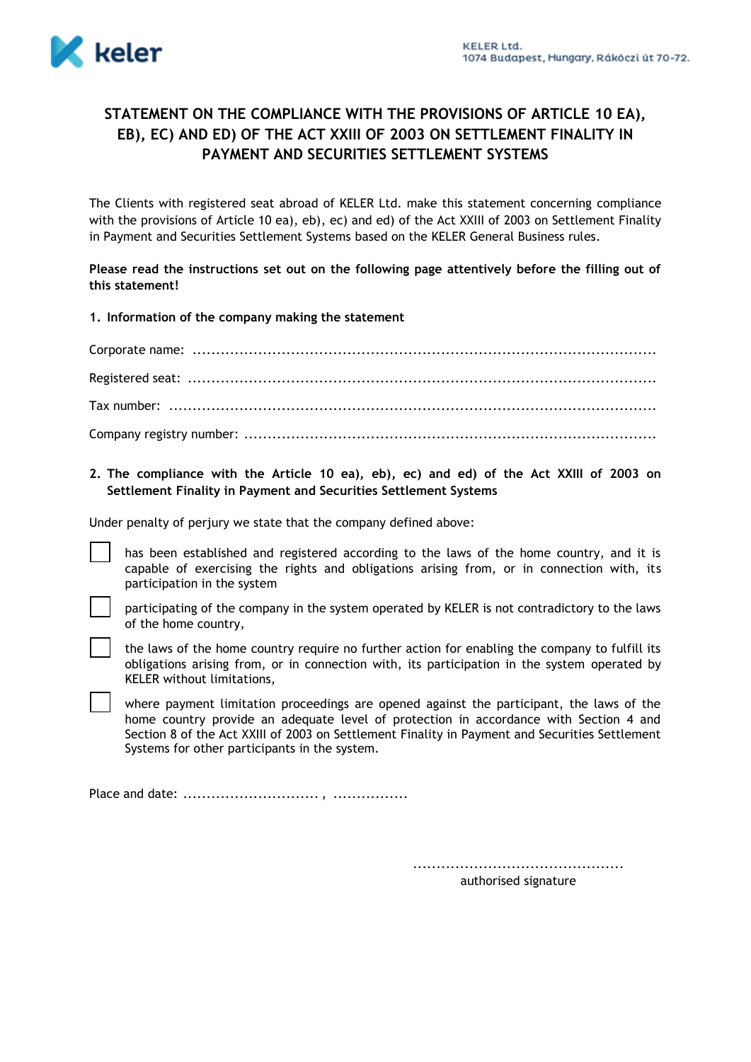keler

KELER Ltd.
1074 Budapest, Hungary, Rákóczi út 70-72.

# STATEMENT ON THE COMPLIANCE WITH THE PROVISIONS OF ARTICLE 10 EA), EB), EC) AND ED) OF THE ACT XXIII OF 2003 ON SETTLEMENT FINALITY IN PAYMENT AND SECURITIES SETTLEMENT SYSTEMS

The Clients with registered seat abroad of KELER Ltd. make this statement concerning compliance with the provisions of Article 10 ea), eb), ec) and ed) of the Act XXIII of 2003 on Settlement Finality in Payment and Securities Settlement Systems based on the KELER General Business rules.

**Please read the instructions set out on the following page attentively before the filling out of this statement!**

## 1. Information of the company making the statement

Corporate name: ..........................................................................................

Registered seat: ..........................................................................................

Tax number: ..........................................................................................

Company registry number: ..........................................................................................

## 2. The compliance with the Article 10 ea), eb), ec) and ed) of the Act XXIII of 2003 on Settlement Finality in Payment and Securities Settlement Systems

Under penalty of perjury we state that the company defined above:

- [ ] has been established and registered according to the laws of the home country, and it is capable of exercising the rights and obligations arising from, or in connection with, its participation in the system
- [ ] participating of the company in the system operated by KELER is not contradictory to the laws of the home country,
- [ ] the laws of the home country require no further action for enabling the company to fulfill its obligations arising from, or in connection with, its participation in the system operated by KELER without limitations,
- [ ] where payment limitation proceedings are opened against the participant, the laws of the home country provide an adequate level of protection in accordance with Section 4 and Section 8 of the Act XXIII of 2003 on Settlement Finality in Payment and Securities Settlement Systems for other participants in the system.

Place and date: ............................. , ................

............................................
authorised signature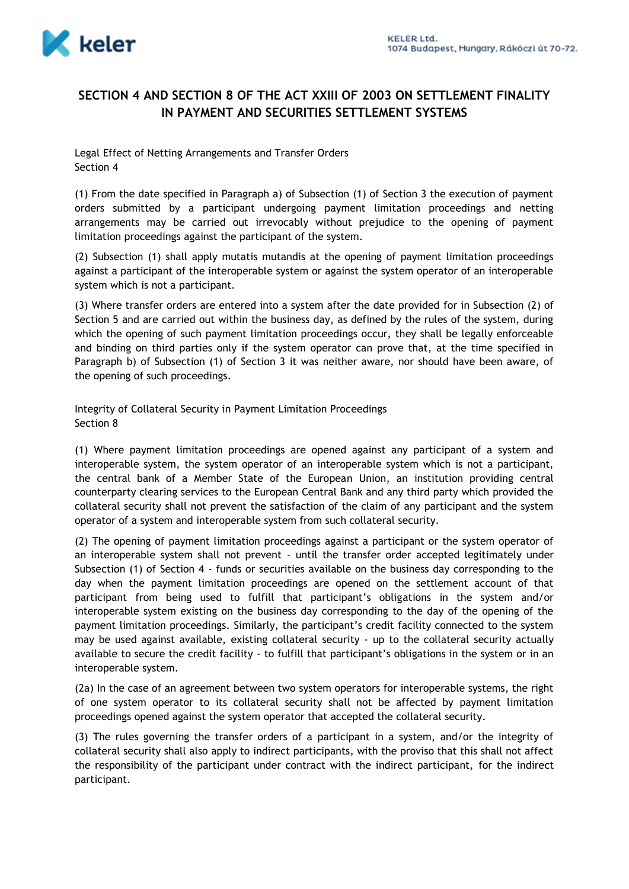# SECTION 4 AND SECTION 8 OF THE ACT XXIII OF 2003 ON SETTLEMENT FINALITY IN PAYMENT AND SECURITIES SETTLEMENT SYSTEMS

Legal Effect of Netting Arrangements and Transfer Orders
Section 4

(1) From the date specified in Paragraph a) of Subsection (1) of Section 3 the execution of payment orders submitted by a participant undergoing payment limitation proceedings and netting arrangements may be carried out irrevocably without prejudice to the opening of payment limitation proceedings against the participant of the system.

(2) Subsection (1) shall apply mutatis mutandis at the opening of payment limitation proceedings against a participant of the interoperable system or against the system operator of an interoperable system which is not a participant.

(3) Where transfer orders are entered into a system after the date provided for in Subsection (2) of Section 5 and are carried out within the business day, as defined by the rules of the system, during which the opening of such payment limitation proceedings occur, they shall be legally enforceable and binding on third parties only if the system operator can prove that, at the time specified in Paragraph b) of Subsection (1) of Section 3 it was neither aware, nor should have been aware, of the opening of such proceedings.

Integrity of Collateral Security in Payment Limitation Proceedings
Section 8

(1) Where payment limitation proceedings are opened against any participant of a system and interoperable system, the system operator of an interoperable system which is not a participant, the central bank of a Member State of the European Union, an institution providing central counterparty clearing services to the European Central Bank and any third party which provided the collateral security shall not prevent the satisfaction of the claim of any participant and the system operator of a system and interoperable system from such collateral security.

(2) The opening of payment limitation proceedings against a participant or the system operator of an interoperable system shall not prevent - until the transfer order accepted legitimately under Subsection (1) of Section 4 - funds or securities available on the business day corresponding to the day when the payment limitation proceedings are opened on the settlement account of that participant from being used to fulfill that participant's obligations in the system and/or interoperable system existing on the business day corresponding to the day of the opening of the payment limitation proceedings. Similarly, the participant's credit facility connected to the system may be used against available, existing collateral security - up to the collateral security actually available to secure the credit facility - to fulfill that participant's obligations in the system or in an interoperable system.

(2a) In the case of an agreement between two system operators for interoperable systems, the right of one system operator to its collateral security shall not be affected by payment limitation proceedings opened against the system operator that accepted the collateral security.

(3) The rules governing the transfer orders of a participant in a system, and/or the integrity of collateral security shall also apply to indirect participants, with the proviso that this shall not affect the responsibility of the participant under contract with the indirect participant, for the indirect participant.